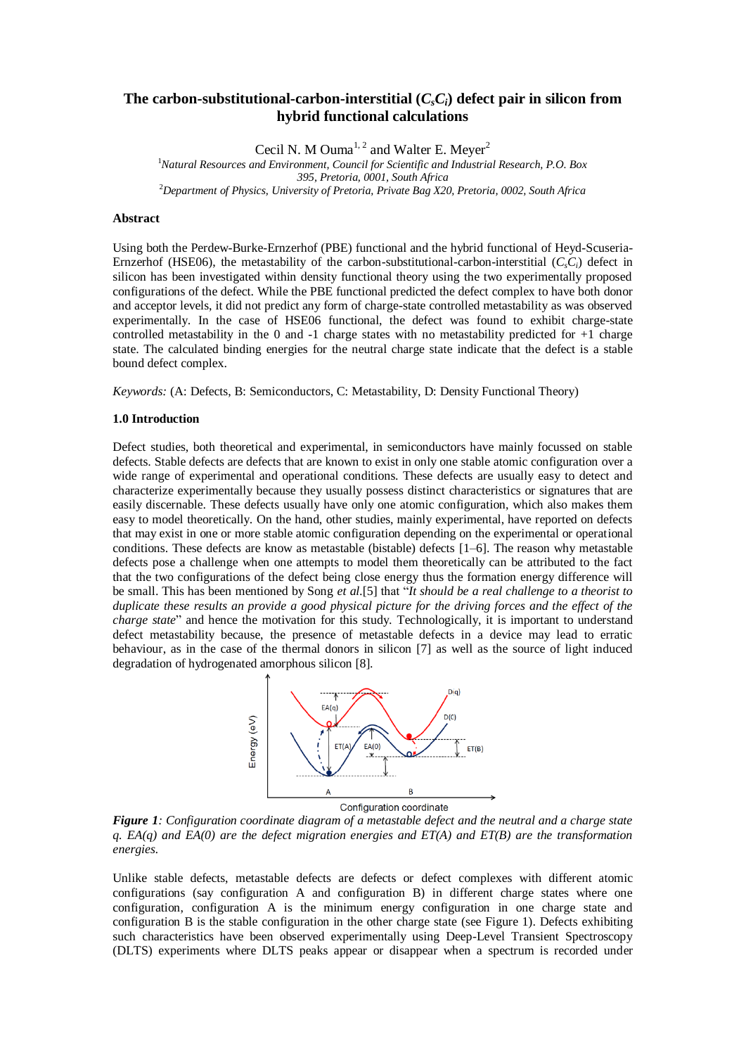# The carbon-substitutional-carbon-interstitial ($C_sC_i$) defect pair in silicon from hybrid functional calculations

Cecil N. M Ouma[1, 2] and Walter E. Meyer[2]

[1]*Natural Resources and Environment, Council for Scientific and Industrial Research, P.O. Box 395, Pretoria, 0001, South Africa*

[2]*Department of Physics, University of Pretoria, Private Bag X20, Pretoria, 0002, South Africa*

## Abstract

Using both the Perdew-Burke-Ernzerhof (PBE) functional and the hybrid functional of Heyd-Scuseria-Ernzerhof (HSE06), the metastability of the carbon-substitutional-carbon-interstitial ($C_sC_i$) defect in silicon has been investigated within density functional theory using the two experimentally proposed configurations of the defect. While the PBE functional predicted the defect complex to have both donor and acceptor levels, it did not predict any form of charge-state controlled metastability as was observed experimentally. In the case of HSE06 functional, the defect was found to exhibit charge-state controlled metastability in the 0 and -1 charge states with no metastability predicted for +1 charge state. The calculated binding energies for the neutral charge state indicate that the defect is a stable bound defect complex.

*Keywords:* (A: Defects, B: Semiconductors, C: Metastability, D: Density Functional Theory)

## 1.0 Introduction

Defect studies, both theoretical and experimental, in semiconductors have mainly focussed on stable defects. Stable defects are defects that are known to exist in only one stable atomic configuration over a wide range of experimental and operational conditions. These defects are usually easy to detect and characterize experimentally because they usually possess distinct characteristics or signatures that are easily discernable. These defects usually have only one atomic configuration, which also makes them easy to model theoretically. On the hand, other studies, mainly experimental, have reported on defects that may exist in one or more stable atomic configuration depending on the experimental or operational conditions. These defects are know as metastable (bistable) defects [1–6]. The reason why metastable defects pose a challenge when one attempts to model them theoretically can be attributed to the fact that the two configurations of the defect being close energy thus the formation energy difference will be small. This has been mentioned by Song *et al.*[5] that "*It should be a real challenge to a theorist to duplicate these results an provide a good physical picture for the driving forces and the effect of the charge state*" and hence the motivation for this study. Technologically, it is important to understand defect metastability because, the presence of metastable defects in a device may lead to erratic behaviour, as in the case of the thermal donors in silicon [7] as well as the source of light induced degradation of hydrogenated amorphous silicon [8].

***Figure 1****: Configuration coordinate diagram of a metastable defect and the neutral and a charge state q. EA(q) and EA(0) are the defect migration energies and ET(A) and ET(B) are the transformation energies.*

Unlike stable defects, metastable defects are defects or defect complexes with different atomic configurations (say configuration A and configuration B) in different charge states where one configuration, configuration A is the minimum energy configuration in one charge state and configuration B is the stable configuration in the other charge state (see Figure 1). Defects exhibiting such characteristics have been observed experimentally using Deep-Level Transient Spectroscopy (DLTS) experiments where DLTS peaks appear or disappear when a spectrum is recorded under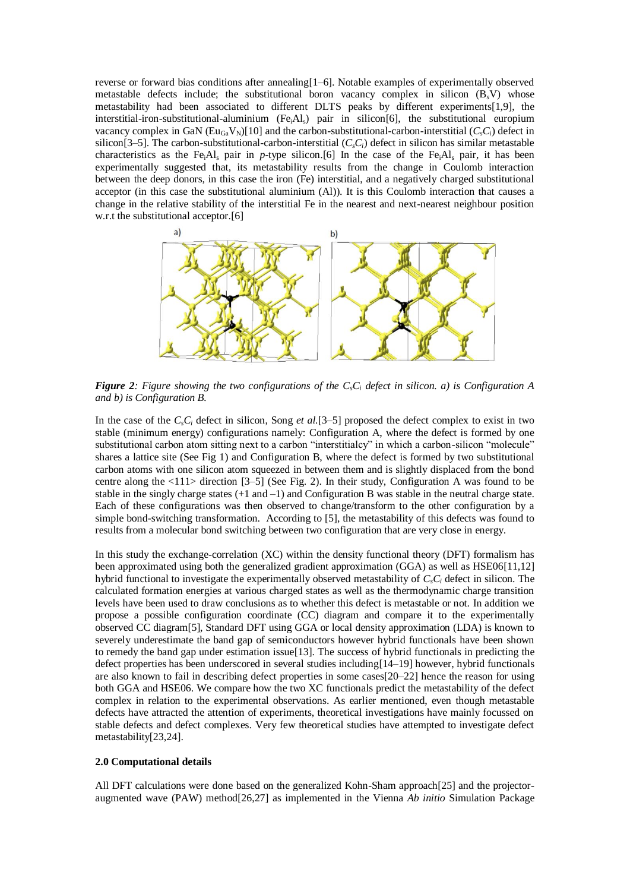reverse or forward bias conditions after annealing[1–6]. Notable examples of experimentally observed metastable defects include; the substitutional boron vacancy complex in silicon ($B_sV$) whose metastability had been associated to different DLTS peaks by different experiments[1,9], the interstitial-iron-substitutional-aluminium ($Fe_iAl_s$) pair in silicon[6], the substitutional europium vacancy complex in GaN ($Eu_{Ga}V_N$)[10] and the carbon-substitutional-carbon-interstitial ($C_sC_i$) defect in silicon[3–5]. The carbon-substitutional-carbon-interstitial ($C_sC_i$) defect in silicon has similar metastable characteristics as the $Fe_iAl_s$ pair in *p*-type silicon.[6] In the case of the $Fe_iAl_s$ pair, it has been experimentally suggested that, its metastability results from the change in Coulomb interaction between the deep donors, in this case the iron (Fe) interstitial, and a negatively charged substitutional acceptor (in this case the substitutional aluminium (Al)). It is this Coulomb interaction that causes a change in the relative stability of the interstitial Fe in the nearest and next-nearest neighbour position w.r.t the substitutional acceptor.[6]

***Figure 2**: Figure showing the two configurations of the $C_sC_i$ defect in silicon. a) is Configuration A and b) is Configuration B.*

In the case of the $C_sC_i$ defect in silicon, Song *et al.*[3–5] proposed the defect complex to exist in two stable (minimum energy) configurations namely: Configuration A, where the defect is formed by one substitutional carbon atom sitting next to a carbon "interstitialcy" in which a carbon-silicon "molecule" shares a lattice site (See Fig 1) and Configuration B, where the defect is formed by two substitutional carbon atoms with one silicon atom squeezed in between them and is slightly displaced from the bond centre along the <111> direction [3–5] (See Fig. 2). In their study, Configuration A was found to be stable in the singly charge states (+1 and –1) and Configuration B was stable in the neutral charge state. Each of these configurations was then observed to change/transform to the other configuration by a simple bond-switching transformation. According to [5], the metastability of this defects was found to results from a molecular bond switching between two configuration that are very close in energy.

In this study the exchange-correlation (XC) within the density functional theory (DFT) formalism has been approximated using both the generalized gradient approximation (GGA) as well as HSE06[11,12] hybrid functional to investigate the experimentally observed metastability of $C_sC_i$ defect in silicon. The calculated formation energies at various charged states as well as the thermodynamic charge transition levels have been used to draw conclusions as to whether this defect is metastable or not. In addition we propose a possible configuration coordinate (CC) diagram and compare it to the experimentally observed CC diagram[5], Standard DFT using GGA or local density approximation (LDA) is known to severely underestimate the band gap of semiconductors however hybrid functionals have been shown to remedy the band gap under estimation issue[13]. The success of hybrid functionals in predicting the defect properties has been underscored in several studies including[14–19] however, hybrid functionals are also known to fail in describing defect properties in some cases[20–22] hence the reason for using both GGA and HSE06. We compare how the two XC functionals predict the metastability of the defect complex in relation to the experimental observations. As earlier mentioned, even though metastable defects have attracted the attention of experiments, theoretical investigations have mainly focussed on stable defects and defect complexes. Very few theoretical studies have attempted to investigate defect metastability[23,24].

## 2.0 Computational details

All DFT calculations were done based on the generalized Kohn-Sham approach[25] and the projector-augmented wave (PAW) method[26,27] as implemented in the Vienna *Ab initio* Simulation Package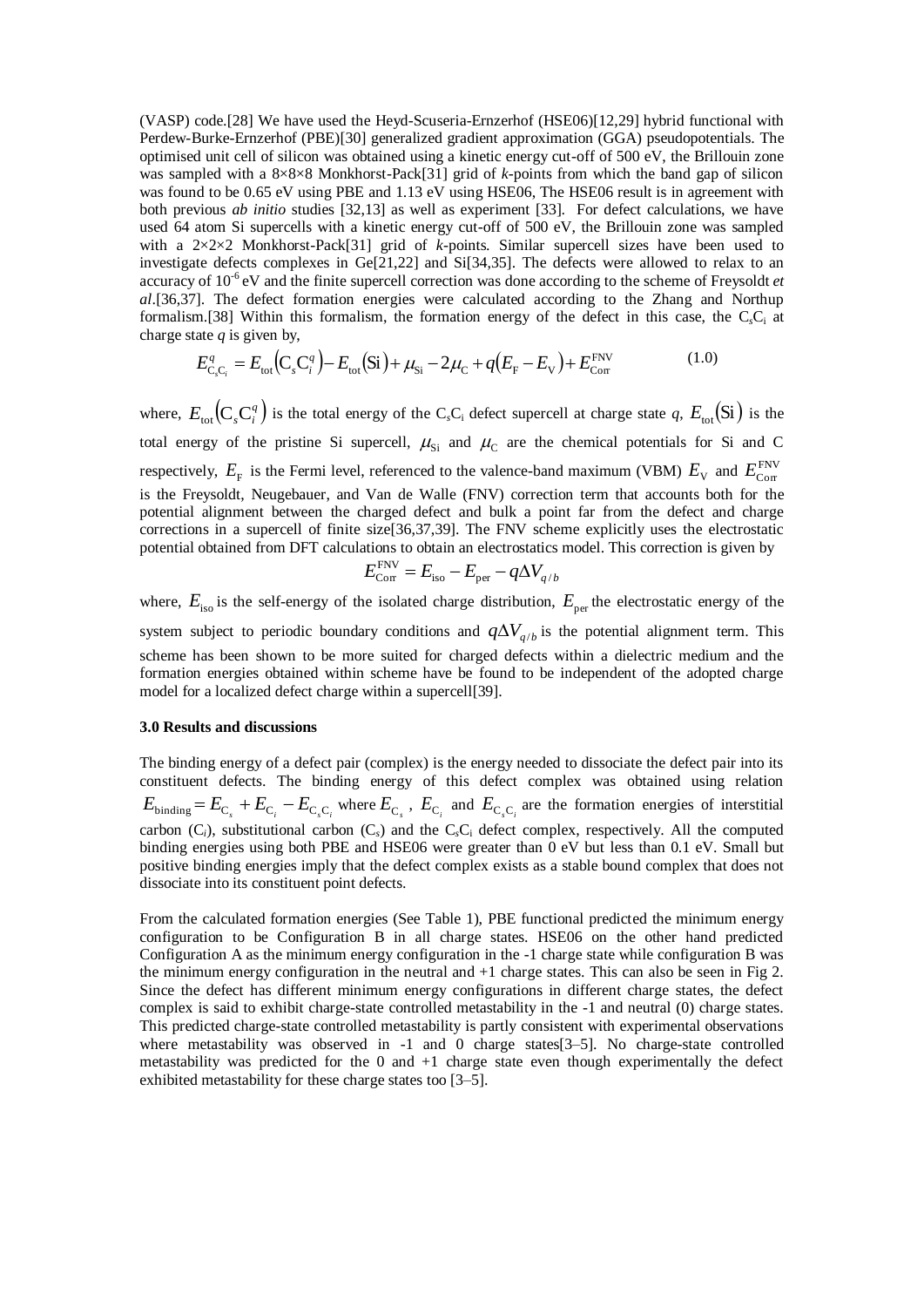(VASP) code.[28] We have used the Heyd-Scuseria-Ernzerhof (HSE06)[12,29] hybrid functional with Perdew-Burke-Ernzerhof (PBE)[30] generalized gradient approximation (GGA) pseudopotentials. The optimised unit cell of silicon was obtained using a kinetic energy cut-off of 500 eV, the Brillouin zone was sampled with a 8×8×8 Monkhorst-Pack[31] grid of *k*-points from which the band gap of silicon was found to be 0.65 eV using PBE and 1.13 eV using HSE06, The HSE06 result is in agreement with both previous *ab initio* studies [32,13] as well as experiment [33]. For defect calculations, we have used 64 atom Si supercells with a kinetic energy cut-off of 500 eV, the Brillouin zone was sampled with a 2×2×2 Monkhorst-Pack[31] grid of *k*-points. Similar supercell sizes have been used to investigate defects complexes in Ge[21,22] and Si[34,35]. The defects were allowed to relax to an accuracy of $10^{-6}$ eV and the finite supercell correction was done according to the scheme of Freysoldt *et al*.[36,37]. The defect formation energies were calculated according to the Zhang and Northup formalism.[38] Within this formalism, the formation energy of the defect in this case, the $C_sC_i$ at charge state *q* is given by,

$$E^q_{C_sC_i} = E_{tot}\left(C_sC_i^q\right) - E_{tot}(Si) + \mu_{Si} - 2\mu_C + q(E_F - E_V) + E^{FNV}_{Corr} \tag{1.0}$$

where, $E_{tot}\left(C_sC_i^q\right)$ is the total energy of the $C_sC_i$ defect supercell at charge state *q*, $E_{tot}(Si)$ is the total energy of the pristine Si supercell, $\mu_{Si}$ and $\mu_C$ are the chemical potentials for Si and C respectively, $E_F$ is the Fermi level, referenced to the valence-band maximum (VBM) $E_V$ and $E^{FNV}_{Corr}$ is the Freysoldt, Neugebauer, and Van de Walle (FNV) correction term that accounts both for the potential alignment between the charged defect and bulk a point far from the defect and charge corrections in a supercell of finite size[36,37,39]. The FNV scheme explicitly uses the electrostatic potential obtained from DFT calculations to obtain an electrostatics model. This correction is given by

$$E^{FNV}_{Corr} = E_{iso} - E_{per} - q\Delta V_{q/b}$$

where, $E_{iso}$ is the self-energy of the isolated charge distribution, $E_{per}$ the electrostatic energy of the system subject to periodic boundary conditions and $q\Delta V_{q/b}$ is the potential alignment term. This scheme has been shown to be more suited for charged defects within a dielectric medium and the formation energies obtained within scheme have be found to be independent of the adopted charge model for a localized defect charge within a supercell[39].

### 3.0 Results and discussions

The binding energy of a defect pair (complex) is the energy needed to dissociate the defect pair into its constituent defects. The binding energy of this defect complex was obtained using relation $E_{binding} = E_{C_s} + E_{C_i} - E_{C_sC_i}$ where $E_{C_s}$, $E_{C_i}$ and $E_{C_sC_i}$ are the formation energies of interstitial carbon ($C_i$), substitutional carbon ($C_s$) and the $C_sC_i$ defect complex, respectively. All the computed binding energies using both PBE and HSE06 were greater than 0 eV but less than 0.1 eV. Small but positive binding energies imply that the defect complex exists as a stable bound complex that does not dissociate into its constituent point defects.

From the calculated formation energies (See Table 1), PBE functional predicted the minimum energy configuration to be Configuration B in all charge states. HSE06 on the other hand predicted Configuration A as the minimum energy configuration in the -1 charge state while configuration B was the minimum energy configuration in the neutral and +1 charge states. This can also be seen in Fig 2. Since the defect has different minimum energy configurations in different charge states, the defect complex is said to exhibit charge-state controlled metastability in the -1 and neutral (0) charge states. This predicted charge-state controlled metastability is partly consistent with experimental observations where metastability was observed in -1 and 0 charge states[3–5]. No charge-state controlled metastability was predicted for the 0 and +1 charge state even though experimentally the defect exhibited metastability for these charge states too [3–5].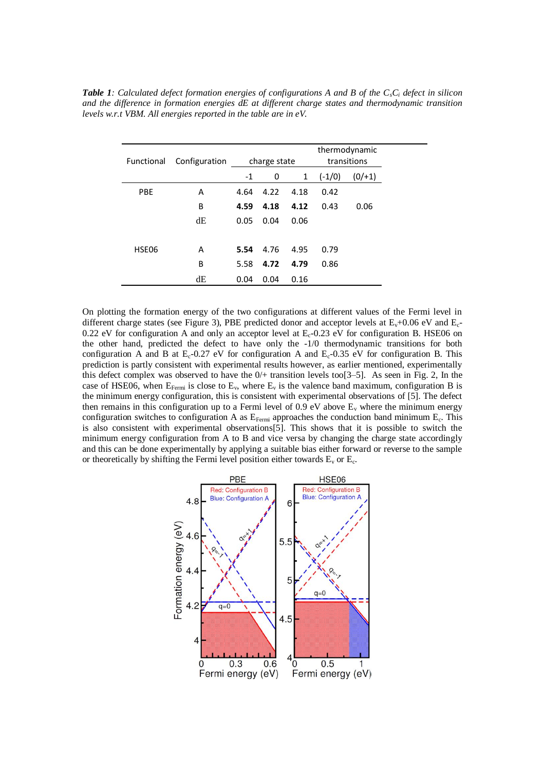***Table 1**: Calculated defect formation energies of configurations A and B of the $C_sC_i$ defect in silicon and the difference in formation energies dE at different charge states and thermodynamic transition levels w.r.t VBM. All energies reported in the table are in eV.*

| Functional | Configuration | charge state | | | thermodynamic transitions | |
|---|---|---|---|---|---|---|
| | | -1 | 0 | 1 | (-1/0) | (0/+1) |
| PBE | A | 4.64 | 4.22 | 4.18 | 0.42 | |
| | B | **4.59** | **4.18** | **4.12** | 0.43 | 0.06 |
| | dE | 0.05 | 0.04 | 0.06 | | |
| HSE06 | A | **5.54** | 4.76 | 4.95 | 0.79 | |
| | B | 5.58 | **4.72** | **4.79** | 0.86 | |
| | dE | 0.04 | 0.04 | 0.16 | | |

On plotting the formation energy of the two configurations at different values of the Fermi level in different charge states (see Figure 3), PBE predicted donor and acceptor levels at $E_v$+0.06 eV and $E_c$-0.22 eV for configuration A and only an acceptor level at $E_c$-0.23 eV for configuration B. HSE06 on the other hand, predicted the defect to have only the -1/0 thermodynamic transitions for both configuration A and B at $E_c$-0.27 eV for configuration A and $E_c$-0.35 eV for configuration B. This prediction is partly consistent with experimental results however, as earlier mentioned, experimentally this defect complex was observed to have the 0/+ transition levels too[3–5]. As seen in Fig. 2, In the case of HSE06, when $E_{Fermi}$ is close to $E_v$, where $E_v$ is the valence band maximum, configuration B is the minimum energy configuration, this is consistent with experimental observations of [5]. The defect then remains in this configuration up to a Fermi level of 0.9 eV above $E_v$ where the minimum energy configuration switches to configuration A as $E_{Fermi}$ approaches the conduction band minimum $E_c$. This is also consistent with experimental observations[5]. This shows that it is possible to switch the minimum energy configuration from A to B and vice versa by changing the charge state accordingly and this can be done experimentally by applying a suitable bias either forward or reverse to the sample or theoretically by shifting the Fermi level position either towards $E_v$ or $E_c$.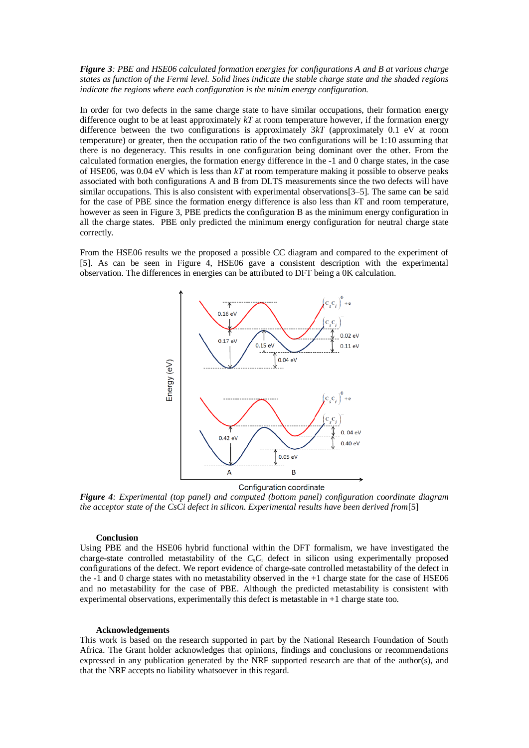*Figure 3: PBE and HSE06 calculated formation energies for configurations A and B at various charge states as function of the Fermi level. Solid lines indicate the stable charge state and the shaded regions indicate the regions where each configuration is the minim energy configuration.*

In order for two defects in the same charge state to have similar occupations, their formation energy difference ought to be at least approximately $kT$ at room temperature however, if the formation energy difference between the two configurations is approximately $3kT$ (approximately 0.1 eV at room temperature) or greater, then the occupation ratio of the two configurations will be 1:10 assuming that there is no degeneracy. This results in one configuration being dominant over the other. From the calculated formation energies, the formation energy difference in the -1 and 0 charge states, in the case of HSE06, was 0.04 eV which is less than $kT$ at room temperature making it possible to observe peaks associated with both configurations A and B from DLTS measurements since the two defects will have similar occupations. This is also consistent with experimental observations[3–5]. The same can be said for the case of PBE since the formation energy difference is also less than $k$T and room temperature, however as seen in Figure 3, PBE predicts the configuration B as the minimum energy configuration in all the charge states. PBE only predicted the minimum energy configuration for neutral charge state correctly.

From the HSE06 results we the proposed a possible CC diagram and compared to the experiment of [5]. As can be seen in Figure 4, HSE06 gave a consistent description with the experimental observation. The differences in energies can be attributed to DFT being a 0K calculation.

*Figure 4: Experimental (top panel) and computed (bottom panel) configuration coordinate diagram the acceptor state of the CsCi defect in silicon. Experimental results have been derived from*[5]

### Conclusion

Using PBE and the HSE06 hybrid functional within the DFT formalism, we have investigated the charge-state controlled metastability of the $C_sC_i$ defect in silicon using experimentally proposed configurations of the defect. We report evidence of charge-sate controlled metastability of the defect in the -1 and 0 charge states with no metastability observed in the +1 charge state for the case of HSE06 and no metastability for the case of PBE. Although the predicted metastability is consistent with experimental observations, experimentally this defect is metastable in +1 charge state too.

### Acknowledgements

This work is based on the research supported in part by the National Research Foundation of South Africa. The Grant holder acknowledges that opinions, findings and conclusions or recommendations expressed in any publication generated by the NRF supported research are that of the author(s), and that the NRF accepts no liability whatsoever in this regard.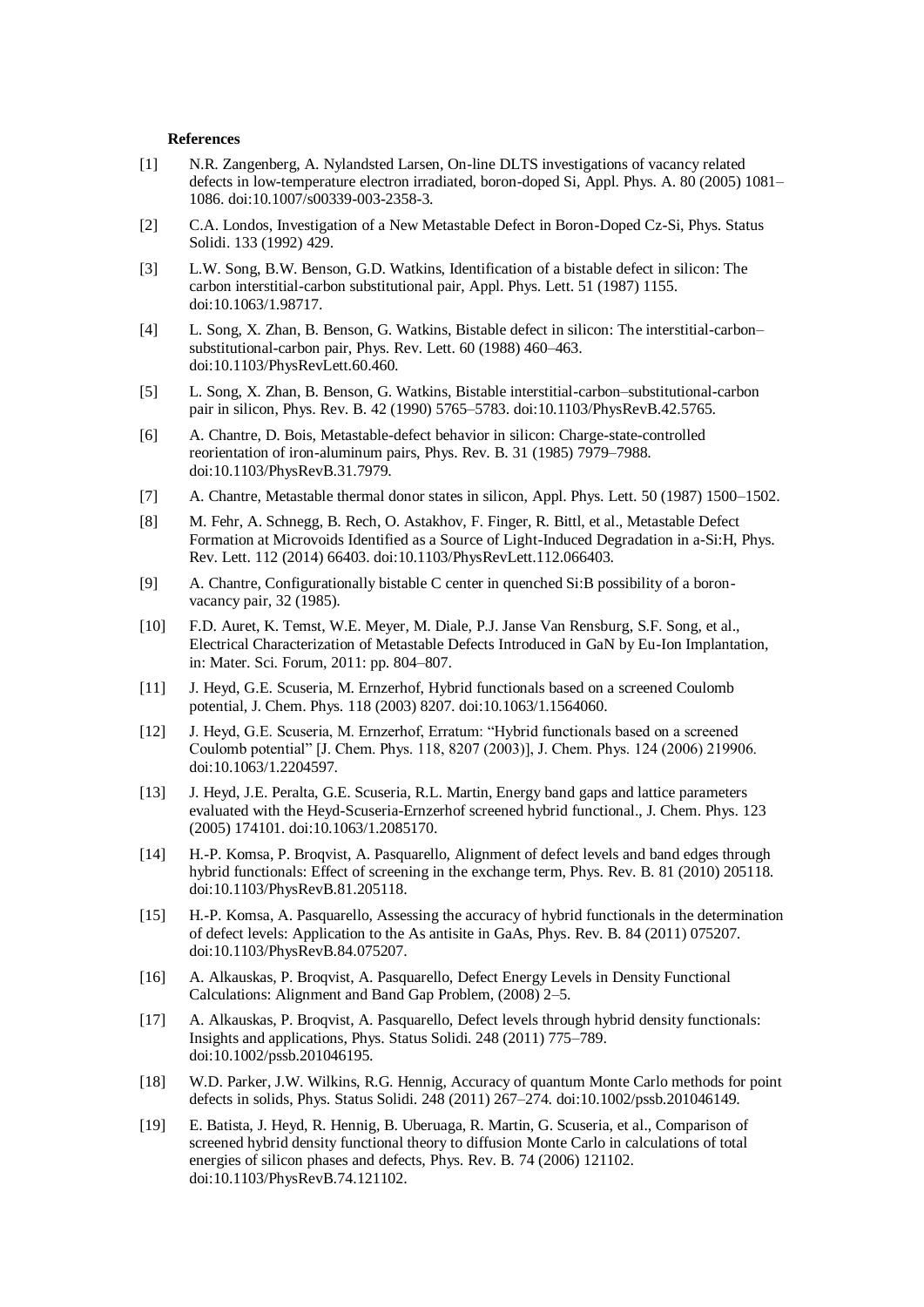**References**

[1] N.R. Zangenberg, A. Nylandsted Larsen, On-line DLTS investigations of vacancy related defects in low-temperature electron irradiated, boron-doped Si, Appl. Phys. A. 80 (2005) 1081–1086. doi:10.1007/s00339-003-2358-3.

[2] C.A. Londos, Investigation of a New Metastable Defect in Boron-Doped Cz-Si, Phys. Status Solidi. 133 (1992) 429.

[3] L.W. Song, B.W. Benson, G.D. Watkins, Identification of a bistable defect in silicon: The carbon interstitial-carbon substitutional pair, Appl. Phys. Lett. 51 (1987) 1155. doi:10.1063/1.98717.

[4] L. Song, X. Zhan, B. Benson, G. Watkins, Bistable defect in silicon: The interstitial-carbon–substitutional-carbon pair, Phys. Rev. Lett. 60 (1988) 460–463. doi:10.1103/PhysRevLett.60.460.

[5] L. Song, X. Zhan, B. Benson, G. Watkins, Bistable interstitial-carbon–substitutional-carbon pair in silicon, Phys. Rev. B. 42 (1990) 5765–5783. doi:10.1103/PhysRevB.42.5765.

[6] A. Chantre, D. Bois, Metastable-defect behavior in silicon: Charge-state-controlled reorientation of iron-aluminum pairs, Phys. Rev. B. 31 (1985) 7979–7988. doi:10.1103/PhysRevB.31.7979.

[7] A. Chantre, Metastable thermal donor states in silicon, Appl. Phys. Lett. 50 (1987) 1500–1502.

[8] M. Fehr, A. Schnegg, B. Rech, O. Astakhov, F. Finger, R. Bittl, et al., Metastable Defect Formation at Microvoids Identified as a Source of Light-Induced Degradation in a-Si:H, Phys. Rev. Lett. 112 (2014) 66403. doi:10.1103/PhysRevLett.112.066403.

[9] A. Chantre, Configurationally bistable C center in quenched Si:B possibility of a boron-vacancy pair, 32 (1985).

[10] F.D. Auret, K. Temst, W.E. Meyer, M. Diale, P.J. Janse Van Rensburg, S.F. Song, et al., Electrical Characterization of Metastable Defects Introduced in GaN by Eu-Ion Implantation, in: Mater. Sci. Forum, 2011: pp. 804–807.

[11] J. Heyd, G.E. Scuseria, M. Ernzerhof, Hybrid functionals based on a screened Coulomb potential, J. Chem. Phys. 118 (2003) 8207. doi:10.1063/1.1564060.

[12] J. Heyd, G.E. Scuseria, M. Ernzerhof, Erratum: "Hybrid functionals based on a screened Coulomb potential" [J. Chem. Phys. 118, 8207 (2003)], J. Chem. Phys. 124 (2006) 219906. doi:10.1063/1.2204597.

[13] J. Heyd, J.E. Peralta, G.E. Scuseria, R.L. Martin, Energy band gaps and lattice parameters evaluated with the Heyd-Scuseria-Ernzerhof screened hybrid functional., J. Chem. Phys. 123 (2005) 174101. doi:10.1063/1.2085170.

[14] H.-P. Komsa, P. Broqvist, A. Pasquarello, Alignment of defect levels and band edges through hybrid functionals: Effect of screening in the exchange term, Phys. Rev. B. 81 (2010) 205118. doi:10.1103/PhysRevB.81.205118.

[15] H.-P. Komsa, A. Pasquarello, Assessing the accuracy of hybrid functionals in the determination of defect levels: Application to the As antisite in GaAs, Phys. Rev. B. 84 (2011) 075207. doi:10.1103/PhysRevB.84.075207.

[16] A. Alkauskas, P. Broqvist, A. Pasquarello, Defect Energy Levels in Density Functional Calculations: Alignment and Band Gap Problem, (2008) 2–5.

[17] A. Alkauskas, P. Broqvist, A. Pasquarello, Defect levels through hybrid density functionals: Insights and applications, Phys. Status Solidi. 248 (2011) 775–789. doi:10.1002/pssb.201046195.

[18] W.D. Parker, J.W. Wilkins, R.G. Hennig, Accuracy of quantum Monte Carlo methods for point defects in solids, Phys. Status Solidi. 248 (2011) 267–274. doi:10.1002/pssb.201046149.

[19] E. Batista, J. Heyd, R. Hennig, B. Uberuaga, R. Martin, G. Scuseria, et al., Comparison of screened hybrid density functional theory to diffusion Monte Carlo in calculations of total energies of silicon phases and defects, Phys. Rev. B. 74 (2006) 121102. doi:10.1103/PhysRevB.74.121102.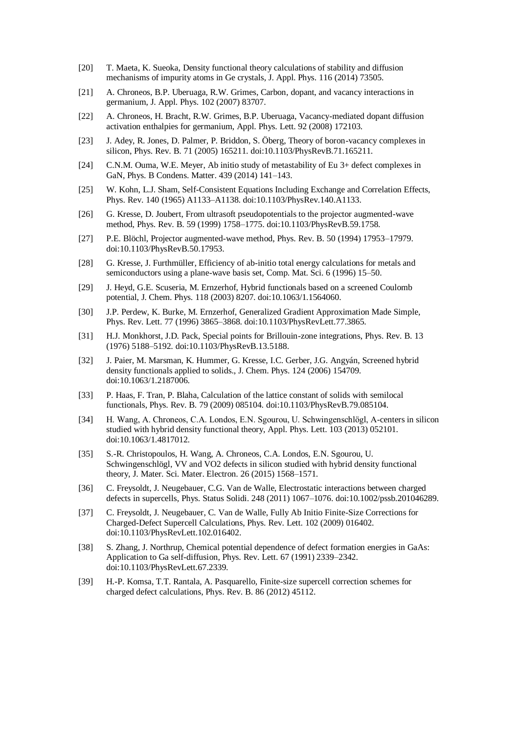[20] T. Maeta, K. Sueoka, Density functional theory calculations of stability and diffusion mechanisms of impurity atoms in Ge crystals, J. Appl. Phys. 116 (2014) 73505.

[21] A. Chroneos, B.P. Uberuaga, R.W. Grimes, Carbon, dopant, and vacancy interactions in germanium, J. Appl. Phys. 102 (2007) 83707.

[22] A. Chroneos, H. Bracht, R.W. Grimes, B.P. Uberuaga, Vacancy-mediated dopant diffusion activation enthalpies for germanium, Appl. Phys. Lett. 92 (2008) 172103.

[23] J. Adey, R. Jones, D. Palmer, P. Briddon, S. Öberg, Theory of boron-vacancy complexes in silicon, Phys. Rev. B. 71 (2005) 165211. doi:10.1103/PhysRevB.71.165211.

[24] C.N.M. Ouma, W.E. Meyer, Ab initio study of metastability of Eu 3+ defect complexes in GaN, Phys. B Condens. Matter. 439 (2014) 141–143.

[25] W. Kohn, L.J. Sham, Self-Consistent Equations Including Exchange and Correlation Effects, Phys. Rev. 140 (1965) A1133–A1138. doi:10.1103/PhysRev.140.A1133.

[26] G. Kresse, D. Joubert, From ultrasoft pseudopotentials to the projector augmented-wave method, Phys. Rev. B. 59 (1999) 1758–1775. doi:10.1103/PhysRevB.59.1758.

[27] P.E. Blöchl, Projector augmented-wave method, Phys. Rev. B. 50 (1994) 17953–17979. doi:10.1103/PhysRevB.50.17953.

[28] G. Kresse, J. Furthmüller, Efficiency of ab-initio total energy calculations for metals and semiconductors using a plane-wave basis set, Comp. Mat. Sci. 6 (1996) 15–50.

[29] J. Heyd, G.E. Scuseria, M. Ernzerhof, Hybrid functionals based on a screened Coulomb potential, J. Chem. Phys. 118 (2003) 8207. doi:10.1063/1.1564060.

[30] J.P. Perdew, K. Burke, M. Ernzerhof, Generalized Gradient Approximation Made Simple, Phys. Rev. Lett. 77 (1996) 3865–3868. doi:10.1103/PhysRevLett.77.3865.

[31] H.J. Monkhorst, J.D. Pack, Special points for Brillouin-zone integrations, Phys. Rev. B. 13 (1976) 5188–5192. doi:10.1103/PhysRevB.13.5188.

[32] J. Paier, M. Marsman, K. Hummer, G. Kresse, I.C. Gerber, J.G. Angyán, Screened hybrid density functionals applied to solids., J. Chem. Phys. 124 (2006) 154709. doi:10.1063/1.2187006.

[33] P. Haas, F. Tran, P. Blaha, Calculation of the lattice constant of solids with semilocal functionals, Phys. Rev. B. 79 (2009) 085104. doi:10.1103/PhysRevB.79.085104.

[34] H. Wang, A. Chroneos, C.A. Londos, E.N. Sgourou, U. Schwingenschlögl, A-centers in silicon studied with hybrid density functional theory, Appl. Phys. Lett. 103 (2013) 052101. doi:10.1063/1.4817012.

[35] S.-R. Christopoulos, H. Wang, A. Chroneos, C.A. Londos, E.N. Sgourou, U. Schwingenschlögl, VV and VO2 defects in silicon studied with hybrid density functional theory, J. Mater. Sci. Mater. Electron. 26 (2015) 1568–1571.

[36] C. Freysoldt, J. Neugebauer, C.G. Van de Walle, Electrostatic interactions between charged defects in supercells, Phys. Status Solidi. 248 (2011) 1067–1076. doi:10.1002/pssb.201046289.

[37] C. Freysoldt, J. Neugebauer, C. Van de Walle, Fully Ab Initio Finite-Size Corrections for Charged-Defect Supercell Calculations, Phys. Rev. Lett. 102 (2009) 016402. doi:10.1103/PhysRevLett.102.016402.

[38] S. Zhang, J. Northrup, Chemical potential dependence of defect formation energies in GaAs: Application to Ga self-diffusion, Phys. Rev. Lett. 67 (1991) 2339–2342. doi:10.1103/PhysRevLett.67.2339.

[39] H.-P. Komsa, T.T. Rantala, A. Pasquarello, Finite-size supercell correction schemes for charged defect calculations, Phys. Rev. B. 86 (2012) 45112.